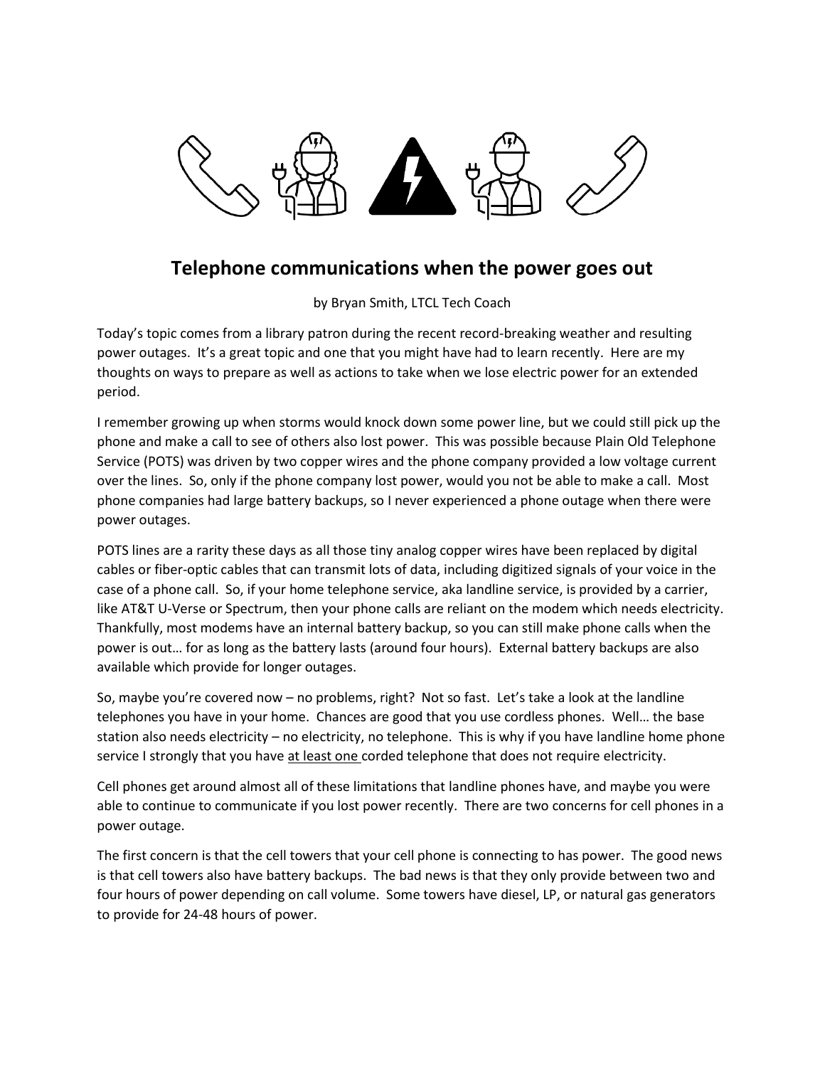# Telephone communications when the power goes out

by Bryan Smith, LTCL Tech Coach

Today's topic comes from a library patron during the recent record-breaking weather and resulting power outages. It's a great topic and one that you might have had to learn recently. Here are my thoughts on ways to prepare as well as actions to take when we lose electric power for an extended period.

I remember growing up when storms would knock down some power line, but we could still pick up the phone and make a call to see of others also lost power. This was possible because Plain Old Telephone Service (POTS) was driven by two copper wires and the phone company provided a low voltage current over the lines. So, only if the phone company lost power, would you not be able to make a call. Most phone companies had large battery backups, so I never experienced a phone outage when there were power outages.

POTS lines are a rarity these days as all those tiny analog copper wires have been replaced by digital cables or fiber-optic cables that can transmit lots of data, including digitized signals of your voice in the case of a phone call. So, if your home telephone service, aka landline service, is provided by a carrier, like AT&T U-Verse or Spectrum, then your phone calls are reliant on the modem which needs electricity. Thankfully, most modems have an internal battery backup, so you can still make phone calls when the power is out… for as long as the battery lasts (around four hours). External battery backups are also available which provide for longer outages.

So, maybe you're covered now – no problems, right? Not so fast. Let's take a look at the landline telephones you have in your home. Chances are good that you use cordless phones. Well… the base station also needs electricity – no electricity, no telephone. This is why if you have landline home phone service I strongly that you have <u>at least one</u> corded telephone that does not require electricity.

Cell phones get around almost all of these limitations that landline phones have, and maybe you were able to continue to communicate if you lost power recently. There are two concerns for cell phones in a power outage.

The first concern is that the cell towers that your cell phone is connecting to has power. The good news is that cell towers also have battery backups. The bad news is that they only provide between two and four hours of power depending on call volume. Some towers have diesel, LP, or natural gas generators to provide for 24-48 hours of power.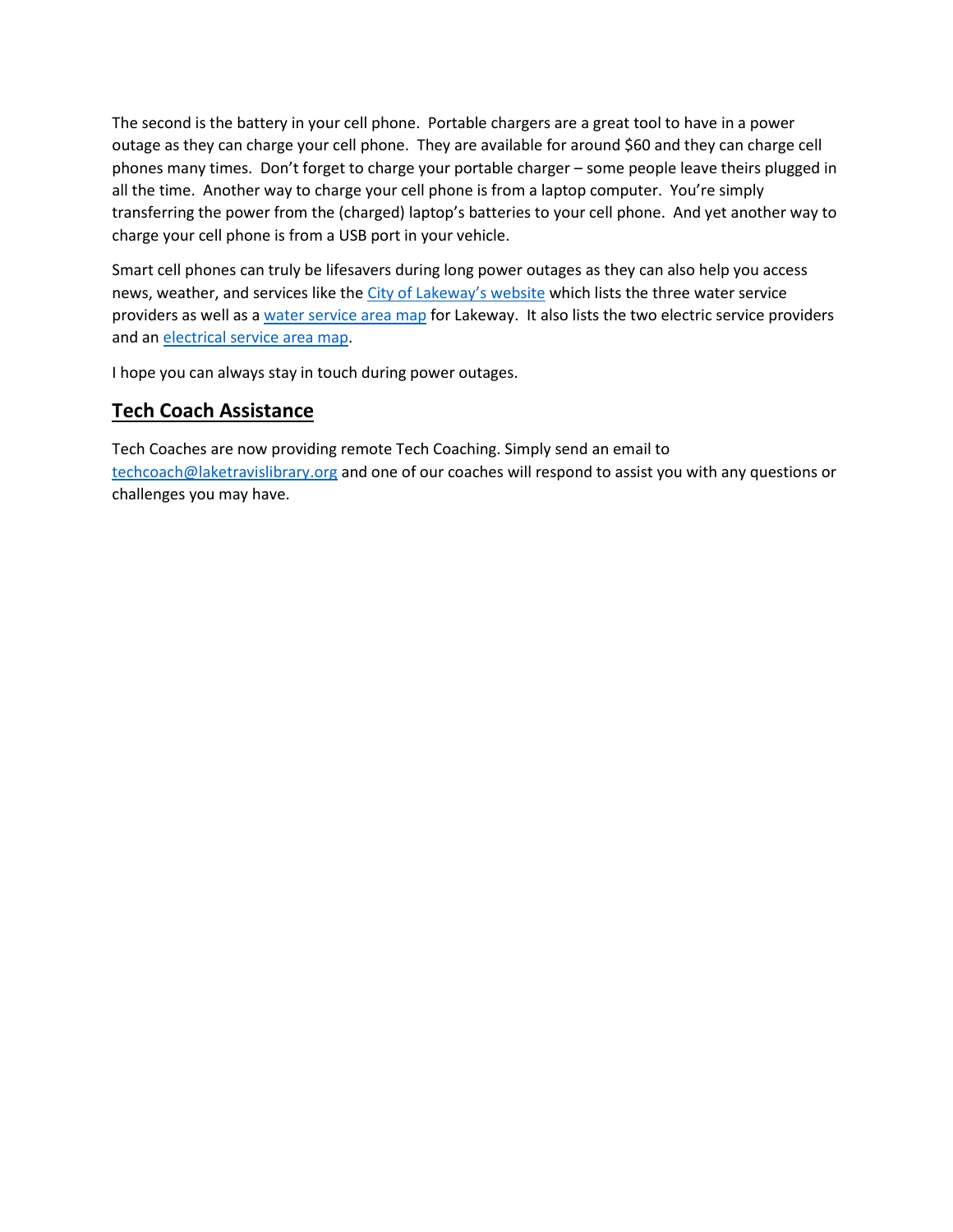The second is the battery in your cell phone. Portable chargers are a great tool to have in a power outage as they can charge your cell phone. They are available for around $60 and they can charge cell phones many times. Don't forget to charge your portable charger – some people leave theirs plugged in all the time. Another way to charge your cell phone is from a laptop computer. You're simply transferring the power from the (charged) laptop's batteries to your cell phone. And yet another way to charge your cell phone is from a USB port in your vehicle.

Smart cell phones can truly be lifesavers during long power outages as they can also help you access news, weather, and services like the City of Lakeway's website which lists the three water service providers as well as a water service area map for Lakeway. It also lists the two electric service providers and an electrical service area map.

I hope you can always stay in touch during power outages.

## Tech Coach Assistance

Tech Coaches are now providing remote Tech Coaching. Simply send an email to techcoach@laketravislibrary.org and one of our coaches will respond to assist you with any questions or challenges you may have.